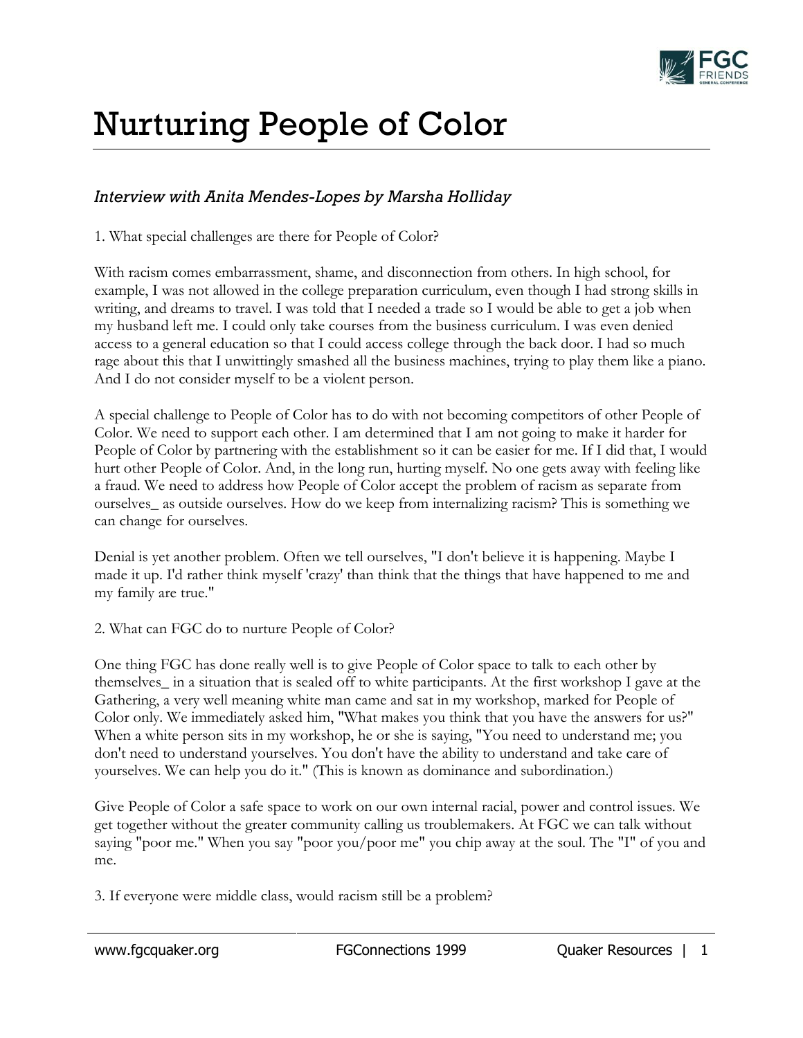# Nurturing People of Color

*Interview with Anita Mendes-Lopes by Marsha Holliday*

1. What special challenges are there for People of Color?

With racism comes embarrassment, shame, and disconnection from others. In high school, for example, I was not allowed in the college preparation curriculum, even though I had strong skills in writing, and dreams to travel. I was told that I needed a trade so I would be able to get a job when my husband left me. I could only take courses from the business curriculum. I was even denied access to a general education so that I could access college through the back door. I had so much rage about this that I unwittingly smashed all the business machines, trying to play them like a piano. And I do not consider myself to be a violent person.

A special challenge to People of Color has to do with not becoming competitors of other People of Color. We need to support each other. I am determined that I am not going to make it harder for People of Color by partnering with the establishment so it can be easier for me. If I did that, I would hurt other People of Color. And, in the long run, hurting myself. No one gets away with feeling like a fraud. We need to address how People of Color accept the problem of racism as separate from ourselves_ as outside ourselves. How do we keep from internalizing racism? This is something we can change for ourselves.

Denial is yet another problem. Often we tell ourselves, "I don't believe it is happening. Maybe I made it up. I'd rather think myself 'crazy' than think that the things that have happened to me and my family are true."

2. What can FGC do to nurture People of Color?

One thing FGC has done really well is to give People of Color space to talk to each other by themselves_ in a situation that is sealed off to white participants. At the first workshop I gave at the Gathering, a very well meaning white man came and sat in my workshop, marked for People of Color only. We immediately asked him, "What makes you think that you have the answers for us?" When a white person sits in my workshop, he or she is saying, "You need to understand me; you don't need to understand yourselves. You don't have the ability to understand and take care of yourselves. We can help you do it." (This is known as dominance and subordination.)

Give People of Color a safe space to work on our own internal racial, power and control issues. We get together without the greater community calling us troublemakers. At FGC we can talk without saying "poor me." When you say "poor you/poor me" you chip away at the soul. The "I" of you and me.

3. If everyone were middle class, would racism still be a problem?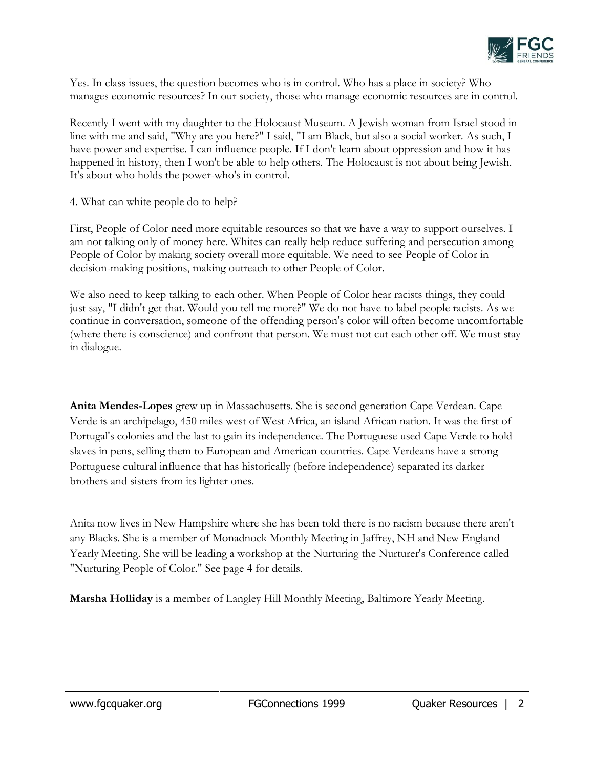Yes. In class issues, the question becomes who is in control. Who has a place in society? Who manages economic resources? In our society, those who manage economic resources are in control.

Recently I went with my daughter to the Holocaust Museum. A Jewish woman from Israel stood in line with me and said, "Why are you here?" I said, "I am Black, but also a social worker. As such, I have power and expertise. I can influence people. If I don't learn about oppression and how it has happened in history, then I won't be able to help others. The Holocaust is not about being Jewish. It's about who holds the power-who's in control.

4. What can white people do to help?

First, People of Color need more equitable resources so that we have a way to support ourselves. I am not talking only of money here. Whites can really help reduce suffering and persecution among People of Color by making society overall more equitable. We need to see People of Color in decision-making positions, making outreach to other People of Color.

We also need to keep talking to each other. When People of Color hear racists things, they could just say, "I didn't get that. Would you tell me more?" We do not have to label people racists. As we continue in conversation, someone of the offending person's color will often become uncomfortable (where there is conscience) and confront that person. We must not cut each other off. We must stay in dialogue.

**Anita Mendes-Lopes** grew up in Massachusetts. She is second generation Cape Verdean. Cape Verde is an archipelago, 450 miles west of West Africa, an island African nation. It was the first of Portugal's colonies and the last to gain its independence. The Portuguese used Cape Verde to hold slaves in pens, selling them to European and American countries. Cape Verdeans have a strong Portuguese cultural influence that has historically (before independence) separated its darker brothers and sisters from its lighter ones.

Anita now lives in New Hampshire where she has been told there is no racism because there aren't any Blacks. She is a member of Monadnock Monthly Meeting in Jaffrey, NH and New England Yearly Meeting. She will be leading a workshop at the Nurturing the Nurturer's Conference called "Nurturing People of Color." See page 4 for details.

**Marsha Holliday** is a member of Langley Hill Monthly Meeting, Baltimore Yearly Meeting.